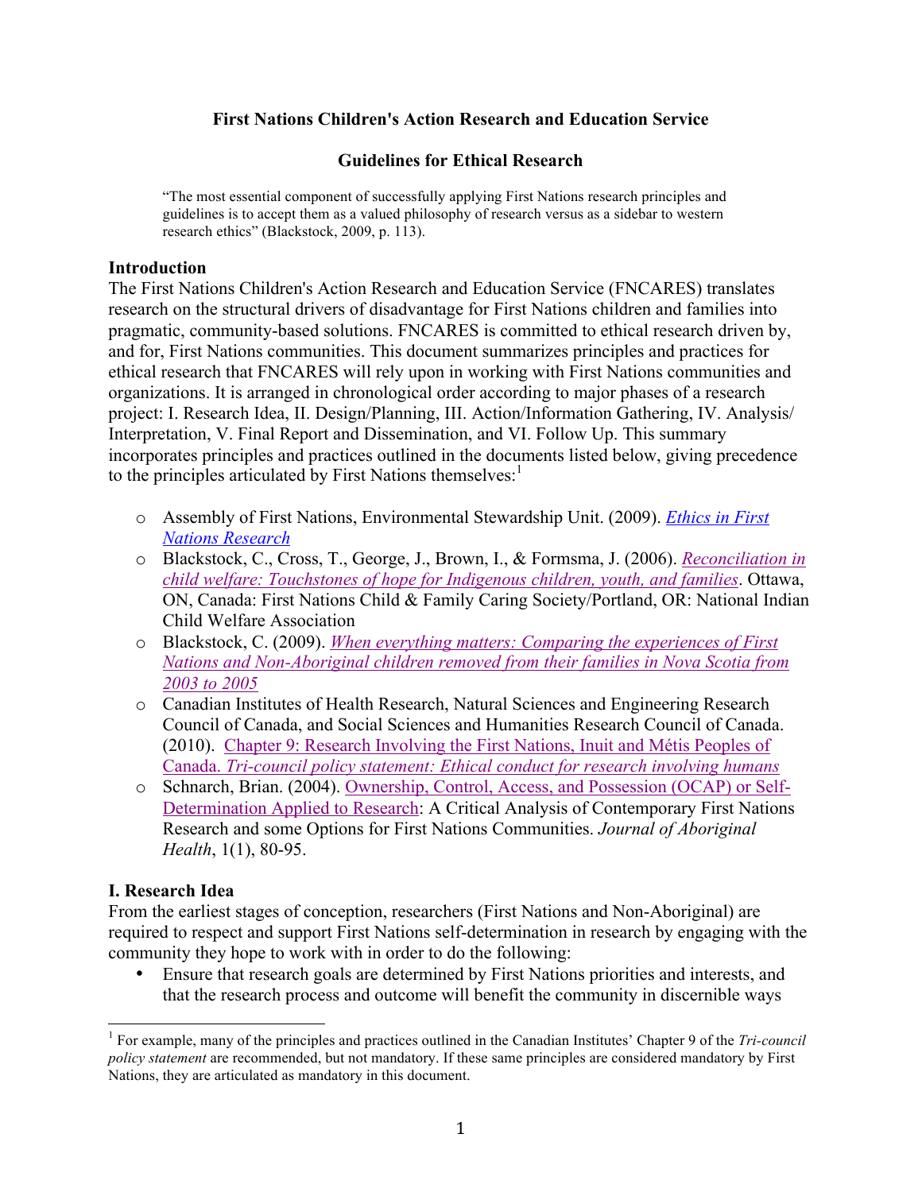# First Nations Children's Action Research and Education Service

## Guidelines for Ethical Research

> "The most essential component of successfully applying First Nations research principles and guidelines is to accept them as a valued philosophy of research versus as a sidebar to western research ethics" (Blackstock, 2009, p. 113).

### Introduction

The First Nations Children's Action Research and Education Service (FNCARES) translates research on the structural drivers of disadvantage for First Nations children and families into pragmatic, community-based solutions. FNCARES is committed to ethical research driven by, and for, First Nations communities. This document summarizes principles and practices for ethical research that FNCARES will rely upon in working with First Nations communities and organizations. It is arranged in chronological order according to major phases of a research project: I. Research Idea, II. Design/Planning, III. Action/Information Gathering, IV. Analysis/ Interpretation, V. Final Report and Dissemination, and VI. Follow Up. This summary incorporates principles and practices outlined in the documents listed below, giving precedence to the principles articulated by First Nations themselves:[1]

- Assembly of First Nations, Environmental Stewardship Unit. (2009). *Ethics in First Nations Research*
- Blackstock, C., Cross, T., George, J., Brown, I., & Formsma, J. (2006). *Reconciliation in child welfare: Touchstones of hope for Indigenous children, youth, and families*. Ottawa, ON, Canada: First Nations Child & Family Caring Society/Portland, OR: National Indian Child Welfare Association
- Blackstock, C. (2009). *When everything matters: Comparing the experiences of First Nations and Non-Aboriginal children removed from their families in Nova Scotia from 2003 to 2005*
- Canadian Institutes of Health Research, Natural Sciences and Engineering Research Council of Canada, and Social Sciences and Humanities Research Council of Canada. (2010). Chapter 9: Research Involving the First Nations, Inuit and Métis Peoples of Canada. *Tri-council policy statement: Ethical conduct for research involving humans*
- Schnarch, Brian. (2004). Ownership, Control, Access, and Possession (OCAP) or Self-Determination Applied to Research: A Critical Analysis of Contemporary First Nations Research and some Options for First Nations Communities. *Journal of Aboriginal Health*, 1(1), 80-95.

### I. Research Idea

From the earliest stages of conception, researchers (First Nations and Non-Aboriginal) are required to respect and support First Nations self-determination in research by engaging with the community they hope to work with in order to do the following:

- Ensure that research goals are determined by First Nations priorities and interests, and that the research process and outcome will benefit the community in discernible ways

---

[1] For example, many of the principles and practices outlined in the Canadian Institutes' Chapter 9 of the *Tri-council policy statement* are recommended, but not mandatory. If these same principles are considered mandatory by First Nations, they are articulated as mandatory in this document.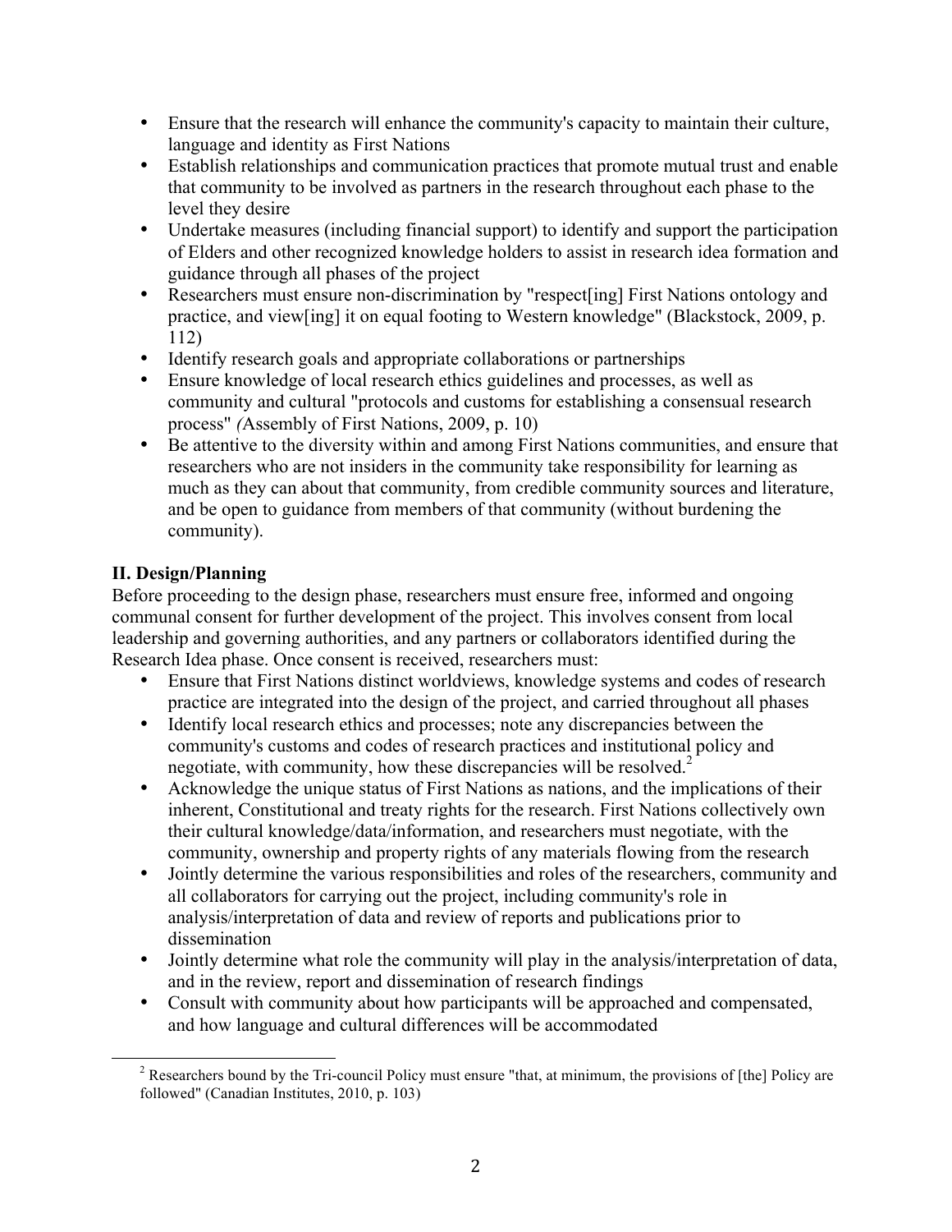- Ensure that the research will enhance the community's capacity to maintain their culture, language and identity as First Nations
- Establish relationships and communication practices that promote mutual trust and enable that community to be involved as partners in the research throughout each phase to the level they desire
- Undertake measures (including financial support) to identify and support the participation of Elders and other recognized knowledge holders to assist in research idea formation and guidance through all phases of the project
- Researchers must ensure non-discrimination by "respect[ing] First Nations ontology and practice, and view[ing] it on equal footing to Western knowledge" (Blackstock, 2009, p. 112)
- Identify research goals and appropriate collaborations or partnerships
- Ensure knowledge of local research ethics guidelines and processes, as well as community and cultural "protocols and customs for establishing a consensual research process" *(*Assembly of First Nations, 2009, p. 10)
- Be attentive to the diversity within and among First Nations communities, and ensure that researchers who are not insiders in the community take responsibility for learning as much as they can about that community, from credible community sources and literature, and be open to guidance from members of that community (without burdening the community).

**II. Design/Planning**

Before proceeding to the design phase, researchers must ensure free, informed and ongoing communal consent for further development of the project. This involves consent from local leadership and governing authorities, and any partners or collaborators identified during the Research Idea phase. Once consent is received, researchers must:

- Ensure that First Nations distinct worldviews, knowledge systems and codes of research practice are integrated into the design of the project, and carried throughout all phases
- Identify local research ethics and processes; note any discrepancies between the community's customs and codes of research practices and institutional policy and negotiate, with community, how these discrepancies will be resolved.[2]
- Acknowledge the unique status of First Nations as nations, and the implications of their inherent, Constitutional and treaty rights for the research. First Nations collectively own their cultural knowledge/data/information, and researchers must negotiate, with the community, ownership and property rights of any materials flowing from the research
- Jointly determine the various responsibilities and roles of the researchers, community and all collaborators for carrying out the project, including community's role in analysis/interpretation of data and review of reports and publications prior to dissemination
- Jointly determine what role the community will play in the analysis/interpretation of data, and in the review, report and dissemination of research findings
- Consult with community about how participants will be approached and compensated, and how language and cultural differences will be accommodated

[2] Researchers bound by the Tri-council Policy must ensure "that, at minimum, the provisions of [the] Policy are followed" (Canadian Institutes, 2010, p. 103)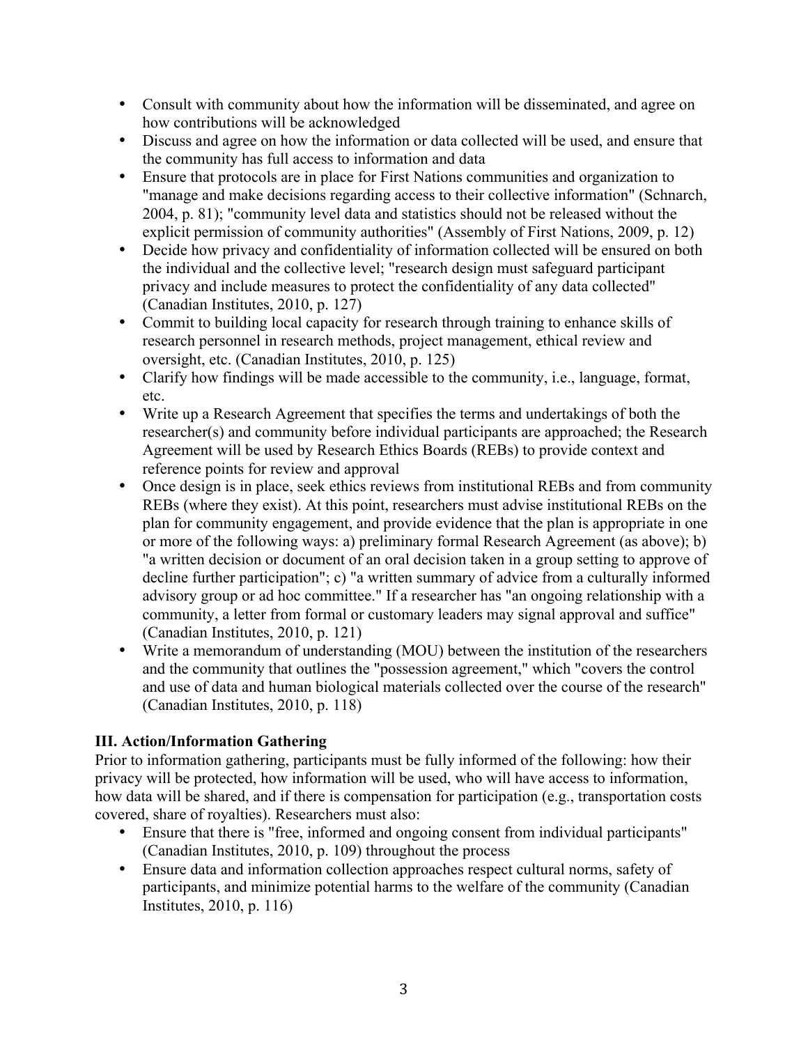- Consult with community about how the information will be disseminated, and agree on how contributions will be acknowledged
- Discuss and agree on how the information or data collected will be used, and ensure that the community has full access to information and data
- Ensure that protocols are in place for First Nations communities and organization to "manage and make decisions regarding access to their collective information" (Schnarch, 2004, p. 81); "community level data and statistics should not be released without the explicit permission of community authorities" (Assembly of First Nations, 2009, p. 12)
- Decide how privacy and confidentiality of information collected will be ensured on both the individual and the collective level; "research design must safeguard participant privacy and include measures to protect the confidentiality of any data collected" (Canadian Institutes, 2010, p. 127)
- Commit to building local capacity for research through training to enhance skills of research personnel in research methods, project management, ethical review and oversight, etc. (Canadian Institutes, 2010, p. 125)
- Clarify how findings will be made accessible to the community, i.e., language, format, etc.
- Write up a Research Agreement that specifies the terms and undertakings of both the researcher(s) and community before individual participants are approached; the Research Agreement will be used by Research Ethics Boards (REBs) to provide context and reference points for review and approval
- Once design is in place, seek ethics reviews from institutional REBs and from community REBs (where they exist). At this point, researchers must advise institutional REBs on the plan for community engagement, and provide evidence that the plan is appropriate in one or more of the following ways: a) preliminary formal Research Agreement (as above); b) "a written decision or document of an oral decision taken in a group setting to approve of decline further participation"; c) "a written summary of advice from a culturally informed advisory group or ad hoc committee." If a researcher has "an ongoing relationship with a community, a letter from formal or customary leaders may signal approval and suffice" (Canadian Institutes, 2010, p. 121)
- Write a memorandum of understanding (MOU) between the institution of the researchers and the community that outlines the "possession agreement," which "covers the control and use of data and human biological materials collected over the course of the research" (Canadian Institutes, 2010, p. 118)

**III. Action/Information Gathering**

Prior to information gathering, participants must be fully informed of the following: how their privacy will be protected, how information will be used, who will have access to information, how data will be shared, and if there is compensation for participation (e.g., transportation costs covered, share of royalties). Researchers must also:

- Ensure that there is "free, informed and ongoing consent from individual participants" (Canadian Institutes, 2010, p. 109) throughout the process
- Ensure data and information collection approaches respect cultural norms, safety of participants, and minimize potential harms to the welfare of the community (Canadian Institutes, 2010, p. 116)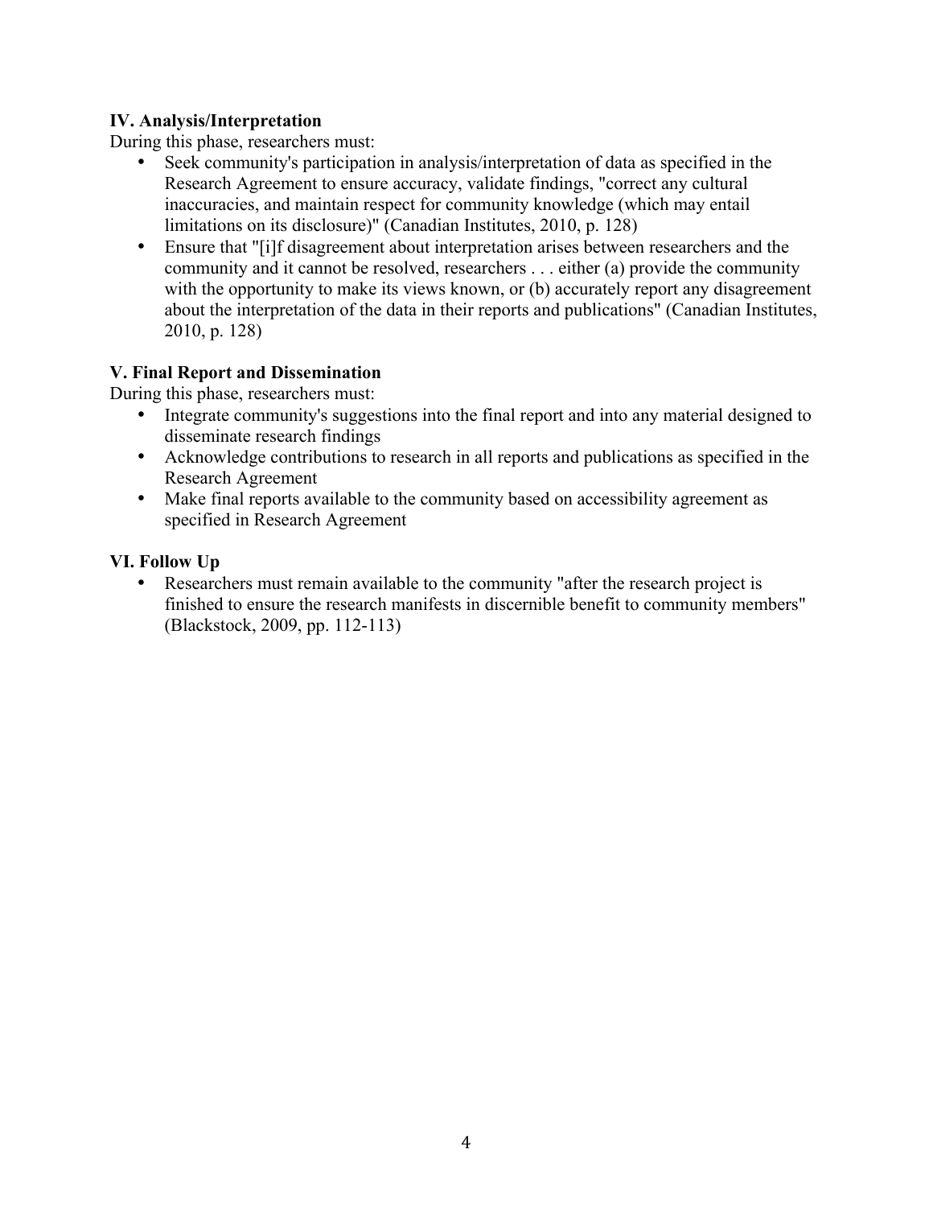**IV. Analysis/Interpretation**

During this phase, researchers must:

- Seek community's participation in analysis/interpretation of data as specified in the Research Agreement to ensure accuracy, validate findings, "correct any cultural inaccuracies, and maintain respect for community knowledge (which may entail limitations on its disclosure)" (Canadian Institutes, 2010, p. 128)
- Ensure that "[i]f disagreement about interpretation arises between researchers and the community and it cannot be resolved, researchers . . . either (a) provide the community with the opportunity to make its views known, or (b) accurately report any disagreement about the interpretation of the data in their reports and publications" (Canadian Institutes, 2010, p. 128)

**V. Final Report and Dissemination**

During this phase, researchers must:

- Integrate community's suggestions into the final report and into any material designed to disseminate research findings
- Acknowledge contributions to research in all reports and publications as specified in the Research Agreement
- Make final reports available to the community based on accessibility agreement as specified in Research Agreement

**VI. Follow Up**

- Researchers must remain available to the community "after the research project is finished to ensure the research manifests in discernible benefit to community members" (Blackstock, 2009, pp. 112-113)